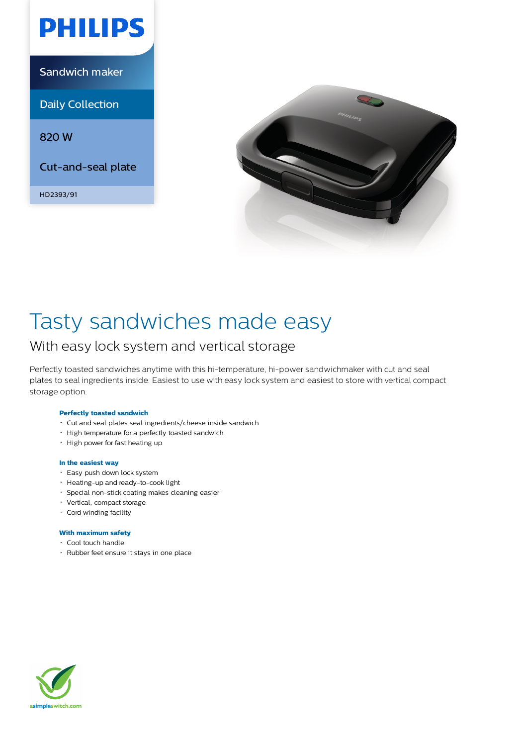# PHILIPS

Sandwich maker

Daily Collection

820 W

Cut-and-seal plate

HD2393/91

# Tasty sandwiches made easy

## With easy lock system and vertical storage

Perfectly toasted sandwiches anytime with this hi-temperature, hi-power sandwichmaker with cut and seal plates to seal ingredients inside. Easiest to use with easy lock system and easiest to store with vertical compact storage option.

### Perfectly toasted sandwich

- Cut and seal plates seal ingredients/cheese inside sandwich
- High temperature for a perfectly toasted sandwich
- High power for fast heating up

### In the easiest way

- Easy push down lock system
- Heating-up and ready-to-cook light
- Special non-stick coating makes cleaning easier
- Vertical, compact storage
- Cord winding facility

### With maximum safety

- Cool touch handle
- Rubber feet ensure it stays in one place

asimpleswitch.com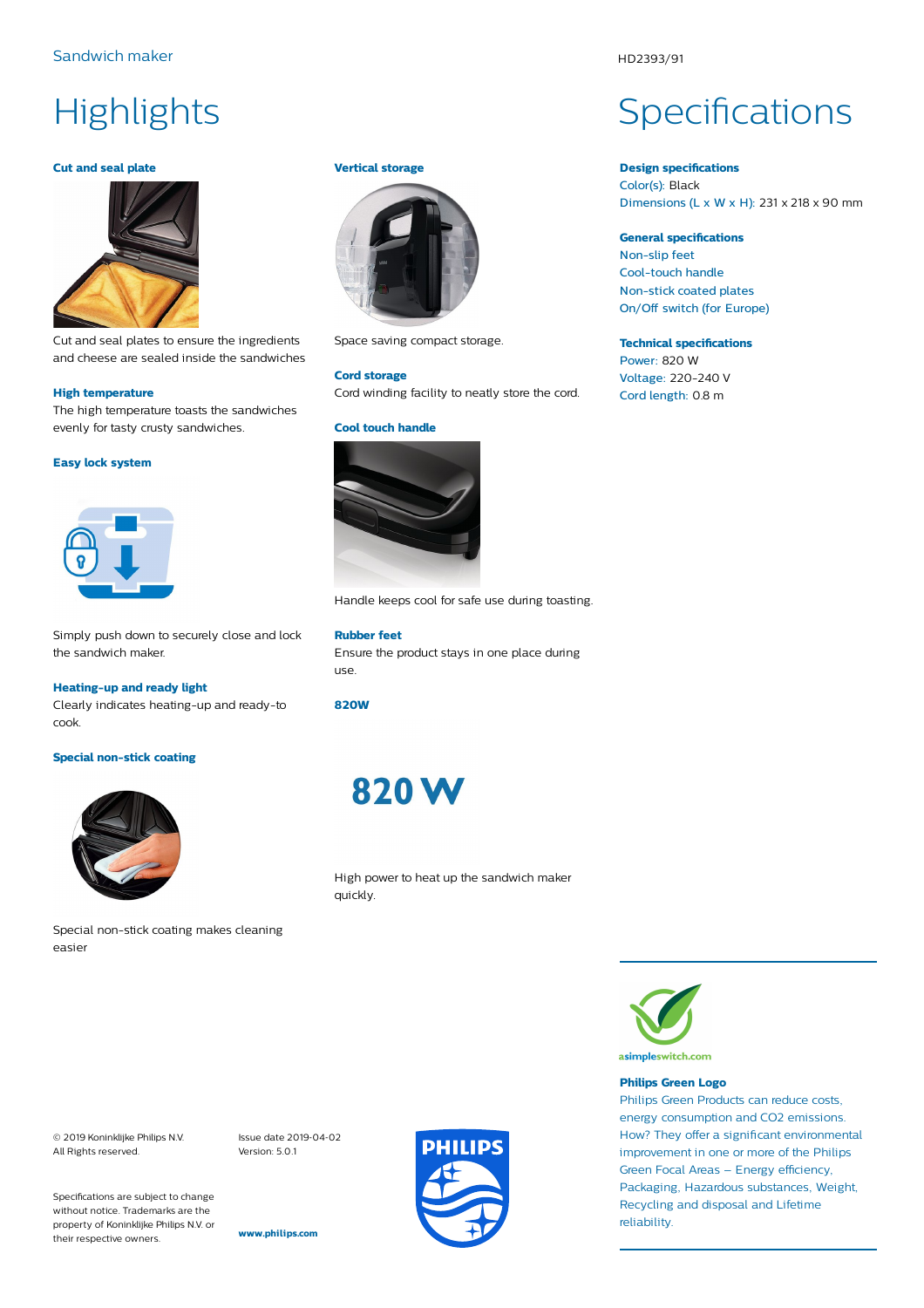Sandwich maker

HD2393/91

# Highlights

### Cut and seal plate

Cut and seal plates to ensure the ingredients and cheese are sealed inside the sandwiches

### High temperature

The high temperature toasts the sandwiches evenly for tasty crusty sandwiches.

### Easy lock system

Simply push down to securely close and lock the sandwich maker.

### Heating-up and ready light

Clearly indicates heating-up and ready-to cook.

### Special non-stick coating

Special non-stick coating makes cleaning easier

### Vertical storage

Space saving compact storage.

### Cord storage

Cord winding facility to neatly store the cord.

### Cool touch handle

Handle keeps cool for safe use during toasting.

### Rubber feet

Ensure the product stays in one place during use.

### 820W

820 W

High power to heat up the sandwich maker quickly.

# Specifications

### Design specifications

- Color(s): Black
- Dimensions (L x W x H): 231 x 218 x 90 mm

### General specifications

- Non-slip feet
- Cool-touch handle
- Non-stick coated plates
- On/Off switch (for Europe)

### Technical specifications

- Power: 820 W
- Voltage: 220-240 V
- Cord length: 0.8 m

asimpleswitch.com

### Philips Green Logo

Philips Green Products can reduce costs, energy consumption and CO2 emissions. How? They offer a significant environmental improvement in one or more of the Philips Green Focal Areas – Energy efficiency, Packaging, Hazardous substances, Weight, Recycling and disposal and Lifetime reliability.

© 2019 Koninklijke Philips N.V.
All Rights reserved.

Issue date 2019-04-02
Version: 5.0.1

Specifications are subject to change without notice. Trademarks are the property of Koninklijke Philips N.V. or their respective owners.

www.philips.com

PHILIPS